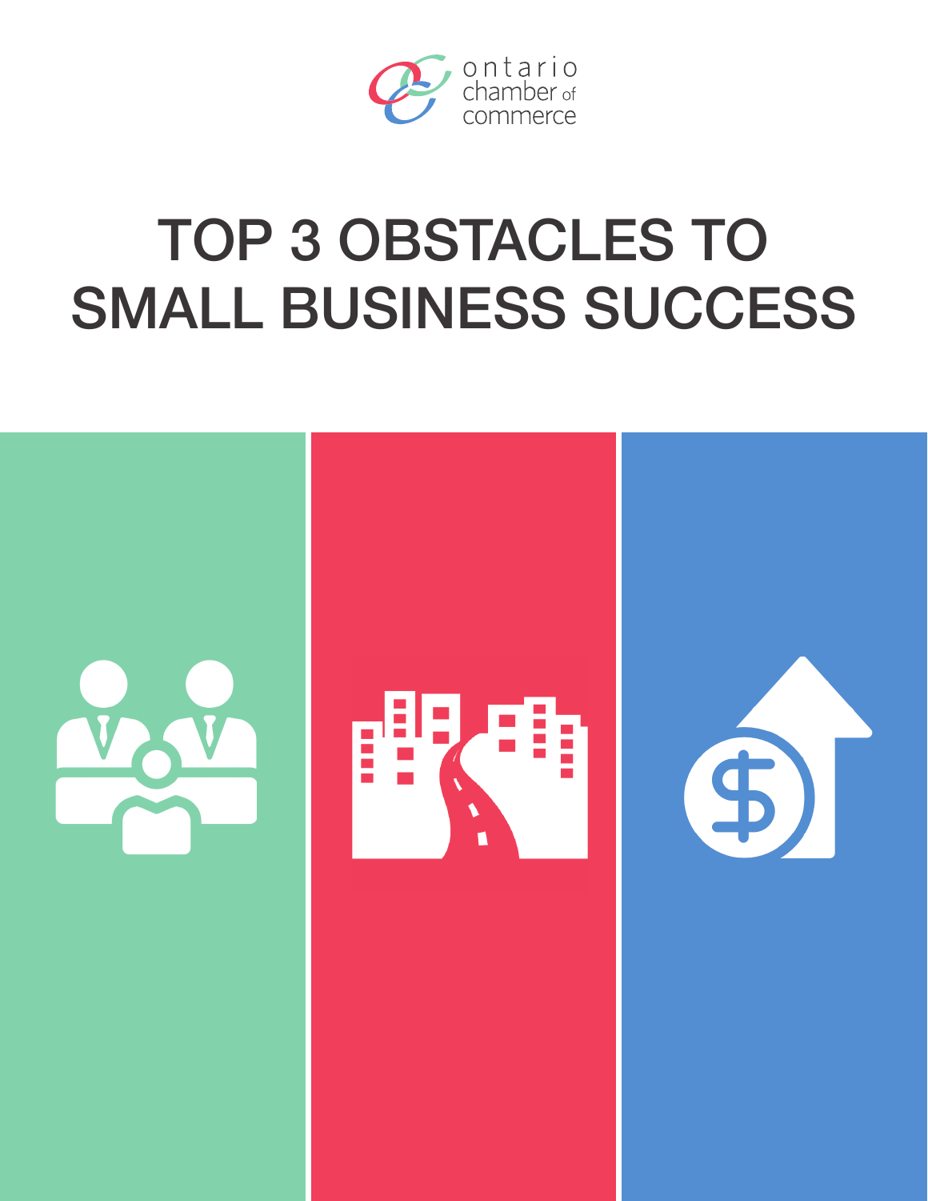ontario chamber of commerce

# TOP 3 OBSTACLES TO SMALL BUSINESS SUCCESS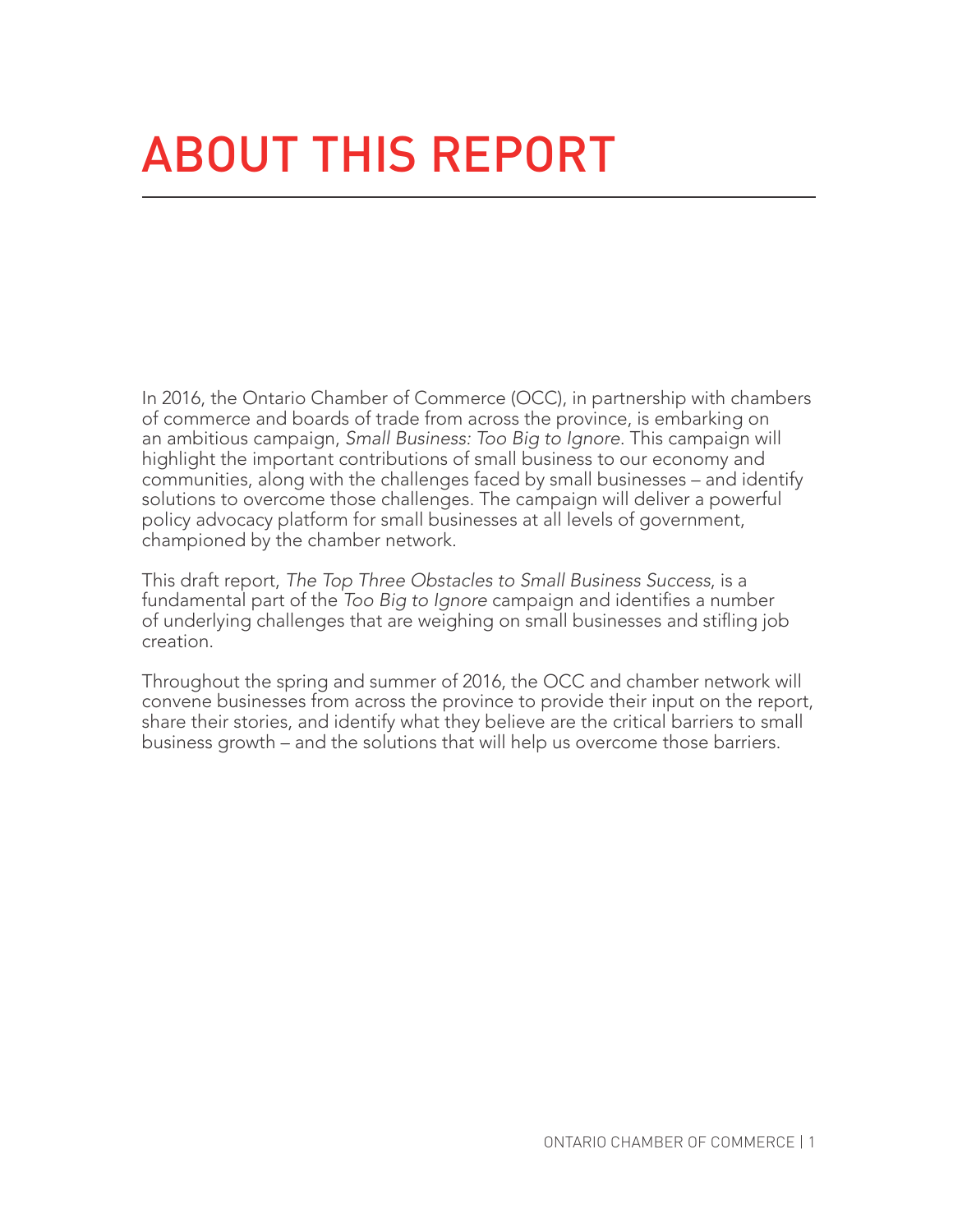# ABOUT THIS REPORT

In 2016, the Ontario Chamber of Commerce (OCC), in partnership with chambers of commerce and boards of trade from across the province, is embarking on an ambitious campaign, *Small Business: Too Big to Ignore*. This campaign will highlight the important contributions of small business to our economy and communities, along with the challenges faced by small businesses – and identify solutions to overcome those challenges. The campaign will deliver a powerful policy advocacy platform for small businesses at all levels of government, championed by the chamber network.

This draft report, *The Top Three Obstacles to Small Business Success*, is a fundamental part of the *Too Big to Ignore* campaign and identifies a number of underlying challenges that are weighing on small businesses and stifling job creation.

Throughout the spring and summer of 2016, the OCC and chamber network will convene businesses from across the province to provide their input on the report, share their stories, and identify what they believe are the critical barriers to small business growth – and the solutions that will help us overcome those barriers.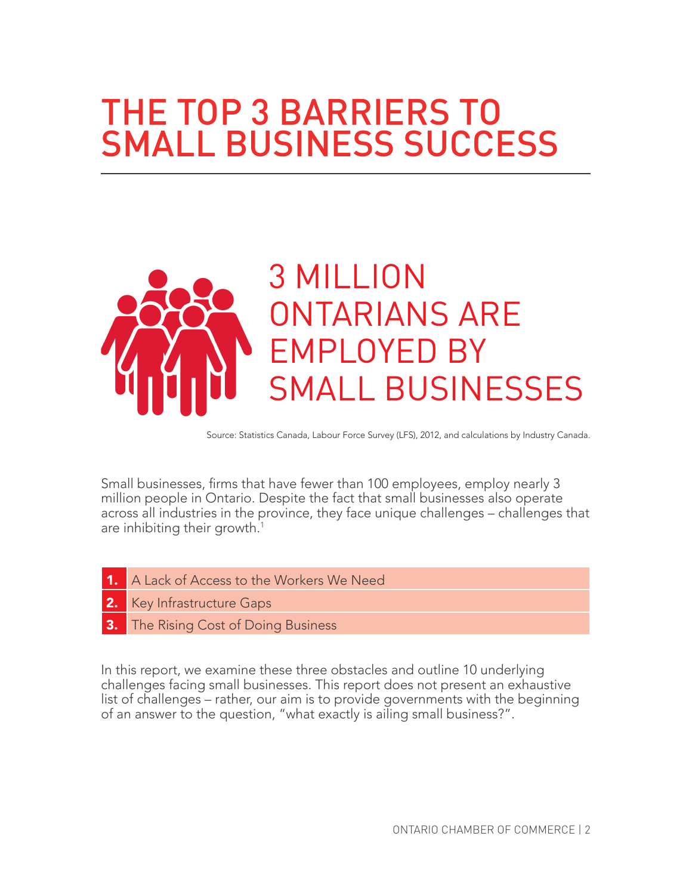# THE TOP 3 BARRIERS TO SMALL BUSINESS SUCCESS

## 3 MILLION ONTARIANS ARE EMPLOYED BY SMALL BUSINESSES

Source: Statistics Canada, Labour Force Survey (LFS), 2012, and calculations by Industry Canada.

Small businesses, firms that have fewer than 100 employees, employ nearly 3 million people in Ontario. Despite the fact that small businesses also operate across all industries in the province, they face unique challenges – challenges that are inhibiting their growth.[1]

1. A Lack of Access to the Workers We Need
2. Key Infrastructure Gaps
3. The Rising Cost of Doing Business

In this report, we examine these three obstacles and outline 10 underlying challenges facing small businesses. This report does not present an exhaustive list of challenges – rather, our aim is to provide governments with the beginning of an answer to the question, "what exactly is ailing small business?".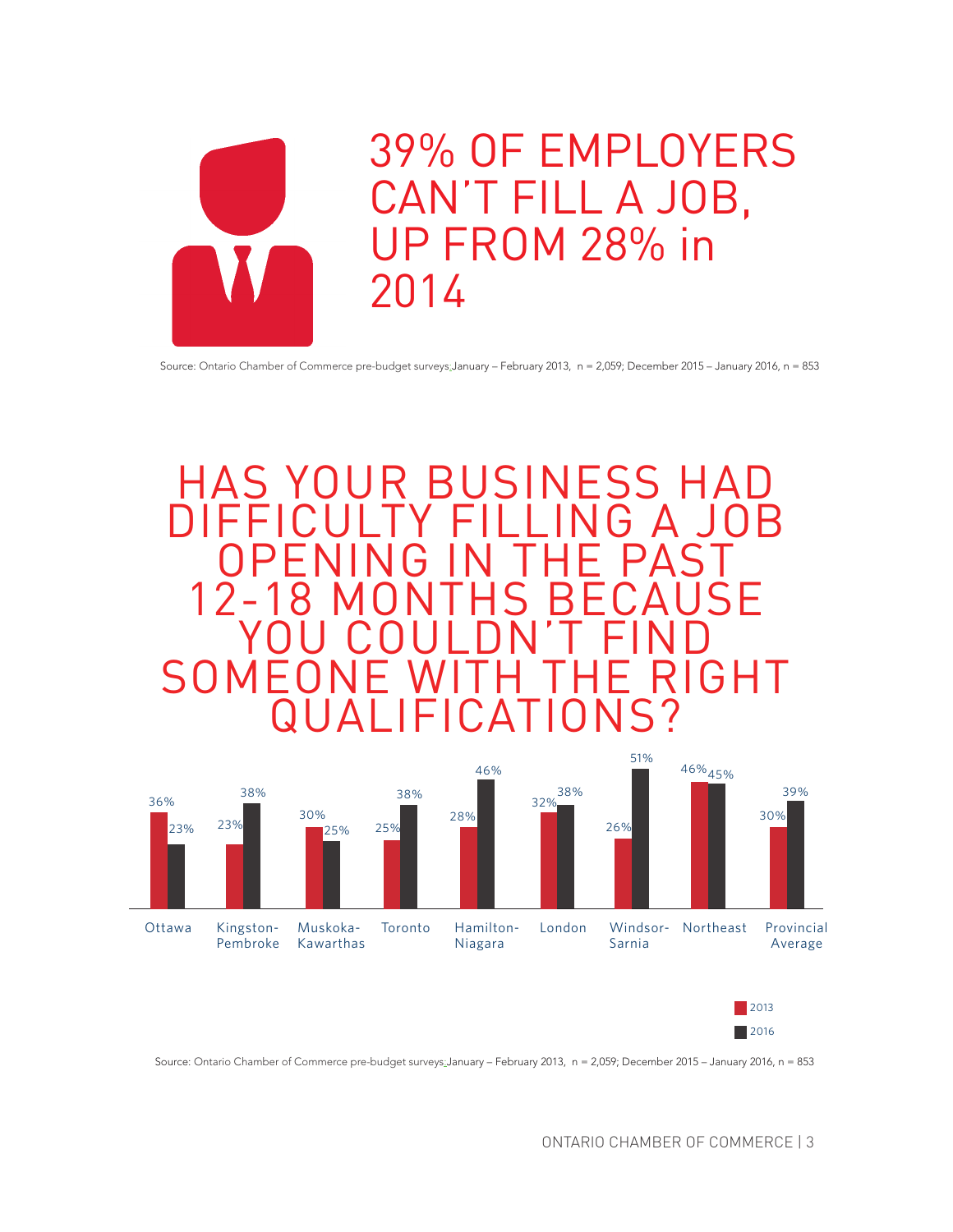# 39% OF EMPLOYERS CAN'T FILL A JOB, UP FROM 28% in 2014

Source: Ontario Chamber of Commerce pre-budget surveys January – February 2013, n = 2,059; December 2015 – January 2016, n = 853

## HAS YOUR BUSINESS HAD DIFFICULTY FILLING A JOB OPENING IN THE PAST 12-18 MONTHS BECAUSE YOU COULDN'T FIND SOMEONE WITH THE RIGHT QUALIFICATIONS?

| Region | 2013 | 2016 |
|---|---|---|
| Ottawa | 36% | 23% |
| Kingston-Pembroke | 23% | 38% |
| Muskoka-Kawarthas | 30% | 25% |
| Toronto | 25% | 38% |
| Hamilton-Niagara | 28% | 46% |
| London | 32% | 38% |
| Windsor-Sarnia | 26% | 51% |
| Northeast | 46% | 45% |
| Provincial Average | 30% | 39% |

Source: Ontario Chamber of Commerce pre-budget surveys January – February 2013, n = 2,059; December 2015 – January 2016, n = 853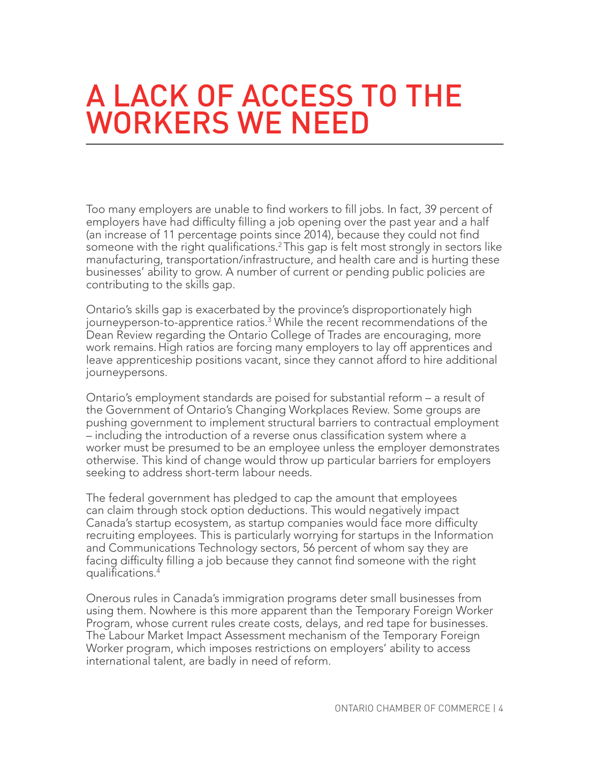# A LACK OF ACCESS TO THE WORKERS WE NEED

Too many employers are unable to find workers to fill jobs. In fact, 39 percent of employers have had difficulty filling a job opening over the past year and a half (an increase of 11 percentage points since 2014), because they could not find someone with the right qualifications.[2] This gap is felt most strongly in sectors like manufacturing, transportation/infrastructure, and health care and is hurting these businesses' ability to grow. A number of current or pending public policies are contributing to the skills gap.

Ontario's skills gap is exacerbated by the province's disproportionately high journeyperson-to-apprentice ratios.[3] While the recent recommendations of the Dean Review regarding the Ontario College of Trades are encouraging, more work remains. High ratios are forcing many employers to lay off apprentices and leave apprenticeship positions vacant, since they cannot afford to hire additional journeypersons.

Ontario's employment standards are poised for substantial reform – a result of the Government of Ontario's Changing Workplaces Review. Some groups are pushing government to implement structural barriers to contractual employment – including the introduction of a reverse onus classification system where a worker must be presumed to be an employee unless the employer demonstrates otherwise. This kind of change would throw up particular barriers for employers seeking to address short-term labour needs.

The federal government has pledged to cap the amount that employees can claim through stock option deductions. This would negatively impact Canada's startup ecosystem, as startup companies would face more difficulty recruiting employees. This is particularly worrying for startups in the Information and Communications Technology sectors, 56 percent of whom say they are facing difficulty filling a job because they cannot find someone with the right qualifications.[4]

Onerous rules in Canada's immigration programs deter small businesses from using them. Nowhere is this more apparent than the Temporary Foreign Worker Program, whose current rules create costs, delays, and red tape for businesses. The Labour Market Impact Assessment mechanism of the Temporary Foreign Worker program, which imposes restrictions on employers' ability to access international talent, are badly in need of reform.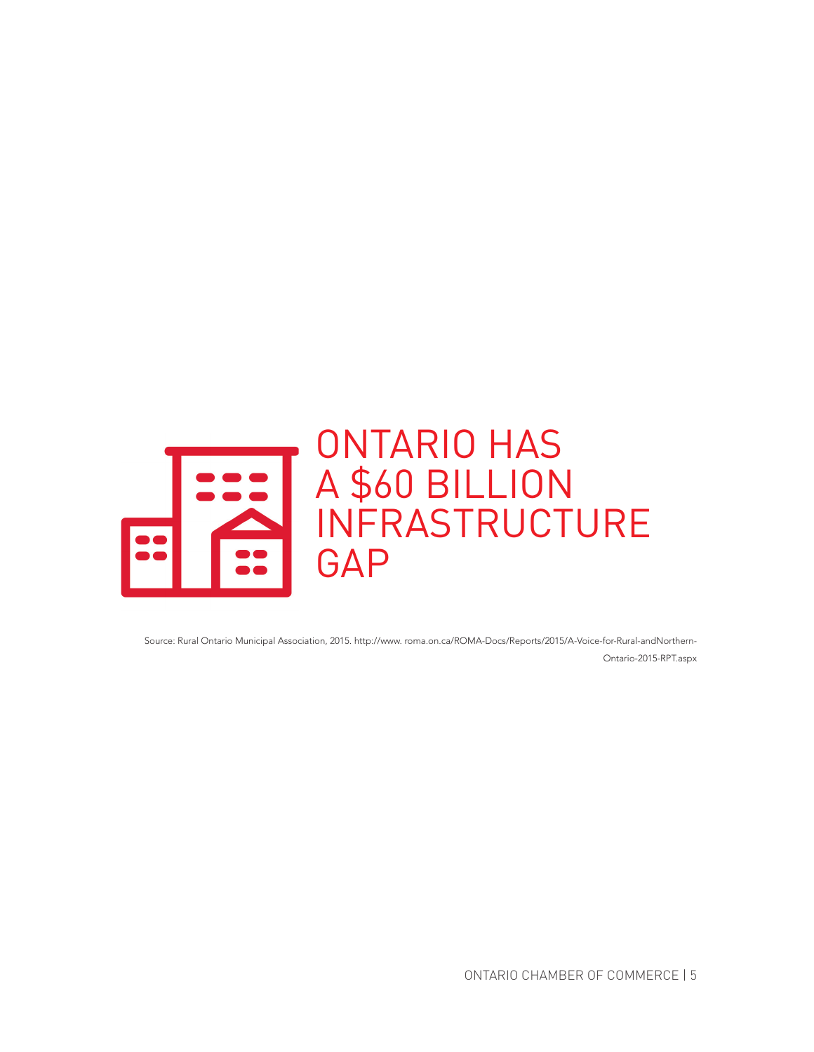# ONTARIO HAS A $60 BILLION INFRASTRUCTURE GAP

Source: Rural Ontario Municipal Association, 2015. http://www. roma.on.ca/ROMA-Docs/Reports/2015/A-Voice-for-Rural-andNorthern-Ontario-2015-RPT.aspx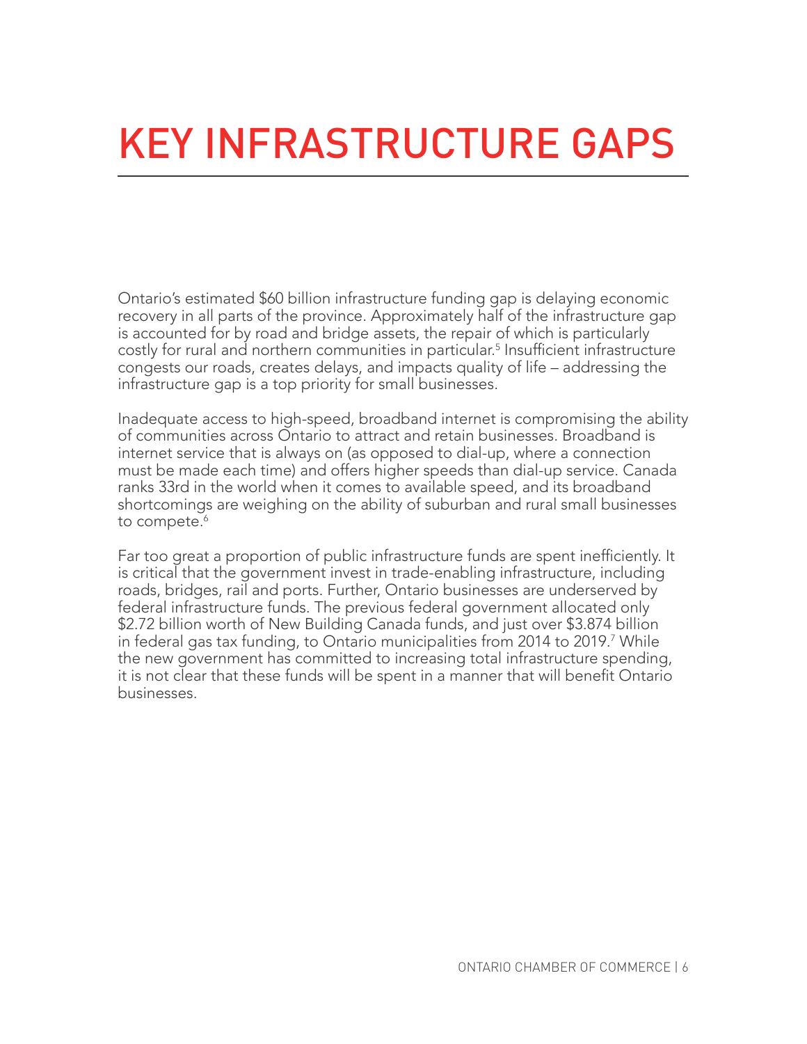# KEY INFRASTRUCTURE GAPS

Ontario's estimated $60 billion infrastructure funding gap is delaying economic recovery in all parts of the province. Approximately half of the infrastructure gap is accounted for by road and bridge assets, the repair of which is particularly costly for rural and northern communities in particular.[5] Insufficient infrastructure congests our roads, creates delays, and impacts quality of life – addressing the infrastructure gap is a top priority for small businesses.

Inadequate access to high-speed, broadband internet is compromising the ability of communities across Ontario to attract and retain businesses. Broadband is internet service that is always on (as opposed to dial-up, where a connection must be made each time) and offers higher speeds than dial-up service. Canada ranks 33rd in the world when it comes to available speed, and its broadband shortcomings are weighing on the ability of suburban and rural small businesses to compete.[6]

Far too great a proportion of public infrastructure funds are spent inefficiently. It is critical that the government invest in trade-enabling infrastructure, including roads, bridges, rail and ports. Further, Ontario businesses are underserved by federal infrastructure funds. The previous federal government allocated only $2.72 billion worth of New Building Canada funds, and just over $3.874 billion in federal gas tax funding, to Ontario municipalities from 2014 to 2019.[7] While the new government has committed to increasing total infrastructure spending, it is not clear that these funds will be spent in a manner that will benefit Ontario businesses.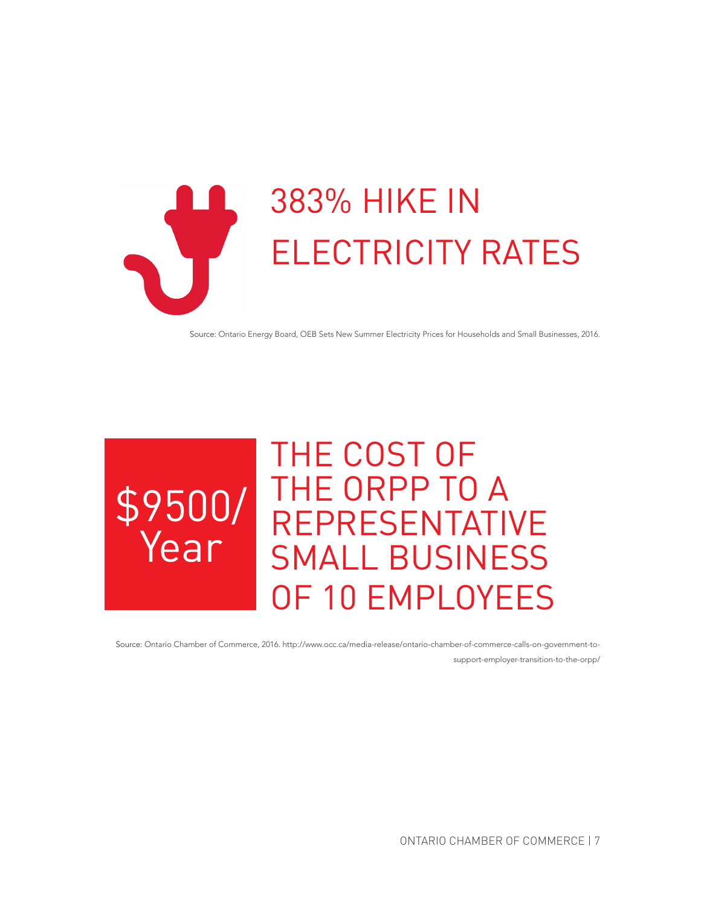## 383% HIKE IN ELECTRICITY RATES

Source: Ontario Energy Board, OEB Sets New Summer Electricity Prices for Households and Small Businesses, 2016.

## $9500/ Year

## THE COST OF THE ORPP TO A REPRESENTATIVE SMALL BUSINESS OF 10 EMPLOYEES

Source: Ontario Chamber of Commerce, 2016. http://www.occ.ca/media-release/ontario-chamber-of-commerce-calls-on-government-to-support-employer-transition-to-the-orpp/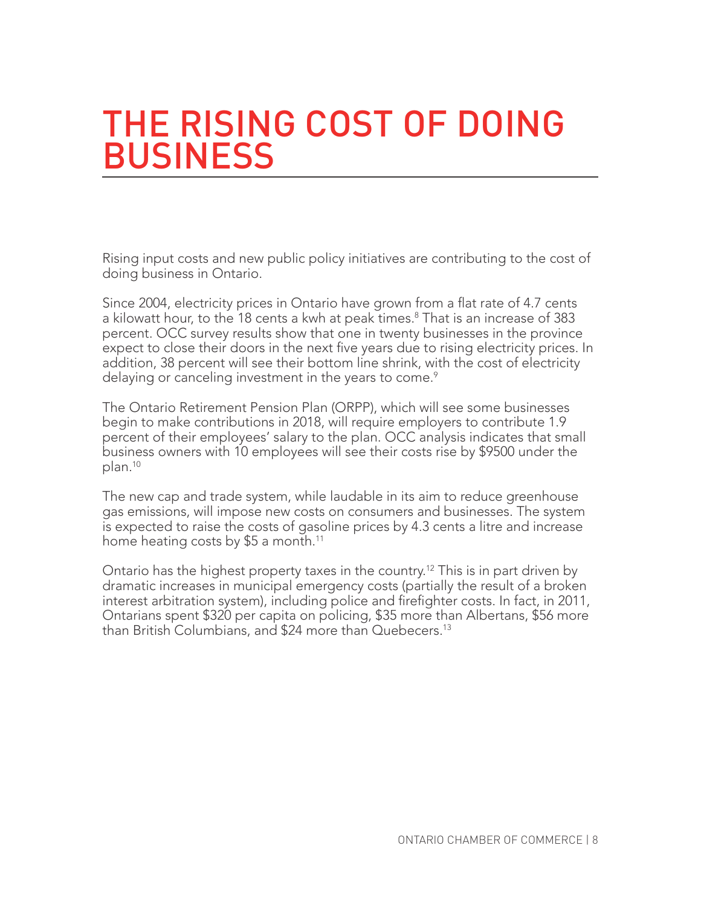# THE RISING COST OF DOING BUSINESS

Rising input costs and new public policy initiatives are contributing to the cost of doing business in Ontario.

Since 2004, electricity prices in Ontario have grown from a flat rate of 4.7 cents a kilowatt hour, to the 18 cents a kwh at peak times.[8] That is an increase of 383 percent. OCC survey results show that one in twenty businesses in the province expect to close their doors in the next five years due to rising electricity prices. In addition, 38 percent will see their bottom line shrink, with the cost of electricity delaying or canceling investment in the years to come.[9]

The Ontario Retirement Pension Plan (ORPP), which will see some businesses begin to make contributions in 2018, will require employers to contribute 1.9 percent of their employees' salary to the plan. OCC analysis indicates that small business owners with 10 employees will see their costs rise by $9500 under the plan.[10]

The new cap and trade system, while laudable in its aim to reduce greenhouse gas emissions, will impose new costs on consumers and businesses. The system is expected to raise the costs of gasoline prices by 4.3 cents a litre and increase home heating costs by $5 a month.[11]

Ontario has the highest property taxes in the country.[12] This is in part driven by dramatic increases in municipal emergency costs (partially the result of a broken interest arbitration system), including police and firefighter costs. In fact, in 2011, Ontarians spent $320 per capita on policing, $35 more than Albertans, $56 more than British Columbians, and $24 more than Quebecers.[13]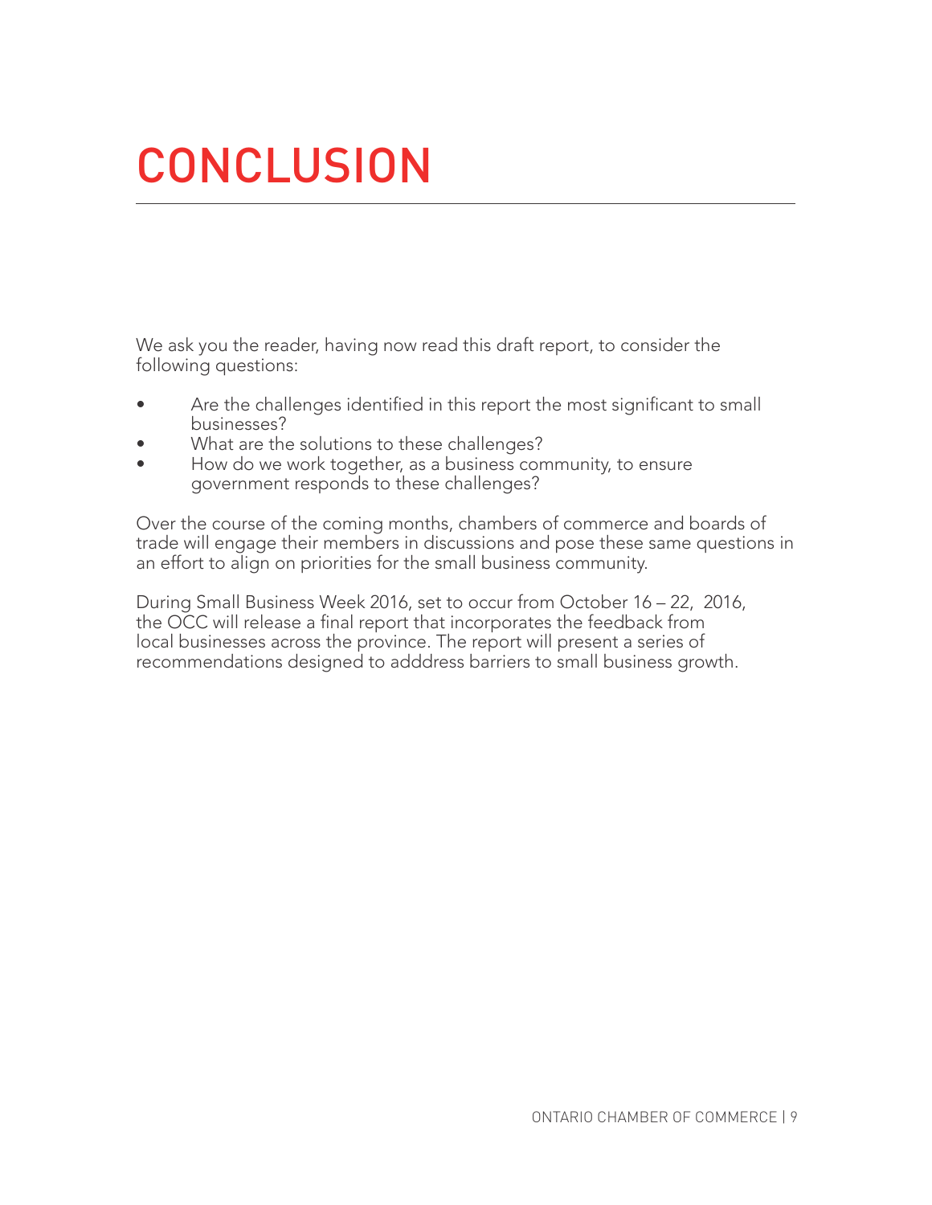# CONCLUSION

We ask you the reader, having now read this draft report, to consider the following questions:

- Are the challenges identified in this report the most significant to small businesses?
- What are the solutions to these challenges?
- How do we work together, as a business community, to ensure government responds to these challenges?

Over the course of the coming months, chambers of commerce and boards of trade will engage their members in discussions and pose these same questions in an effort to align on priorities for the small business community.

During Small Business Week 2016, set to occur from October 16 – 22, 2016, the OCC will release a final report that incorporates the feedback from local businesses across the province. The report will present a series of recommendations designed to adddress barriers to small business growth.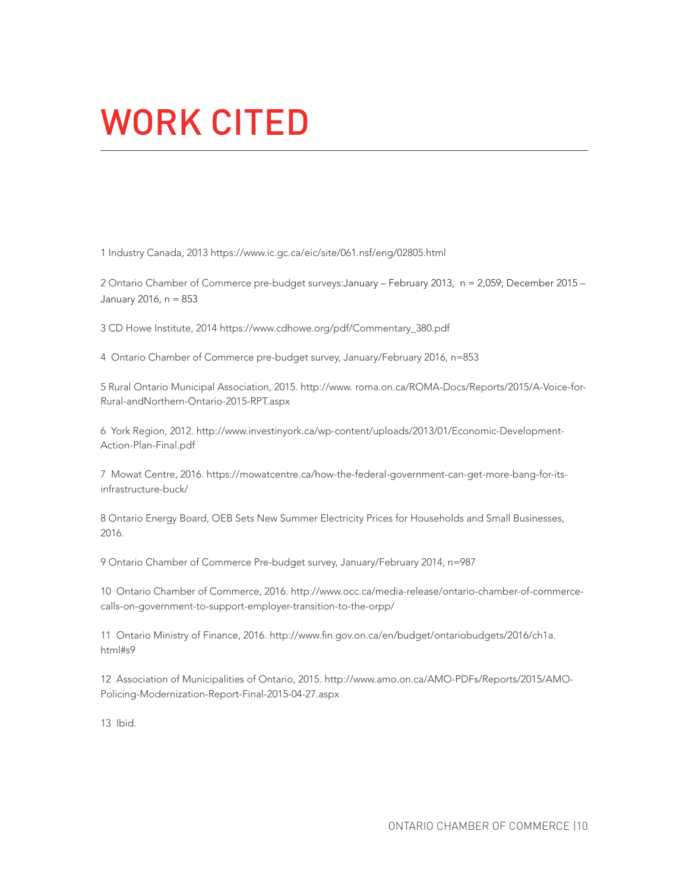# WORK CITED

1 Industry Canada, 2013 https://www.ic.gc.ca/eic/site/061.nsf/eng/02805.html

2 Ontario Chamber of Commerce pre-budget surveys:January – February 2013, n = 2,059; December 2015 – January 2016, n = 853

3 CD Howe Institute, 2014 https://www.cdhowe.org/pdf/Commentary_380.pdf

4 Ontario Chamber of Commerce pre-budget survey, January/February 2016, n=853

5 Rural Ontario Municipal Association, 2015. http://www. roma.on.ca/ROMA-Docs/Reports/2015/A-Voice-for-Rural-andNorthern-Ontario-2015-RPT.aspx

6 York Region, 2012. http://www.investinyork.ca/wp-content/uploads/2013/01/Economic-Development-Action-Plan-Final.pdf

7 Mowat Centre, 2016. https://mowatcentre.ca/how-the-federal-government-can-get-more-bang-for-its-infrastructure-buck/

8 Ontario Energy Board, OEB Sets New Summer Electricity Prices for Households and Small Businesses, 2016.

9 Ontario Chamber of Commerce Pre-budget survey, January/February 2014, n=987

10 Ontario Chamber of Commerce, 2016. http://www.occ.ca/media-release/ontario-chamber-of-commerce-calls-on-government-to-support-employer-transition-to-the-orpp/

11 Ontario Ministry of Finance, 2016. http://www.fin.gov.on.ca/en/budget/ontariobudgets/2016/ch1a.html#s9

12 Association of Municipalities of Ontario, 2015. http://www.amo.on.ca/AMO-PDFs/Reports/2015/AMO-Policing-Modernization-Report-Final-2015-04-27.aspx

13 Ibid.